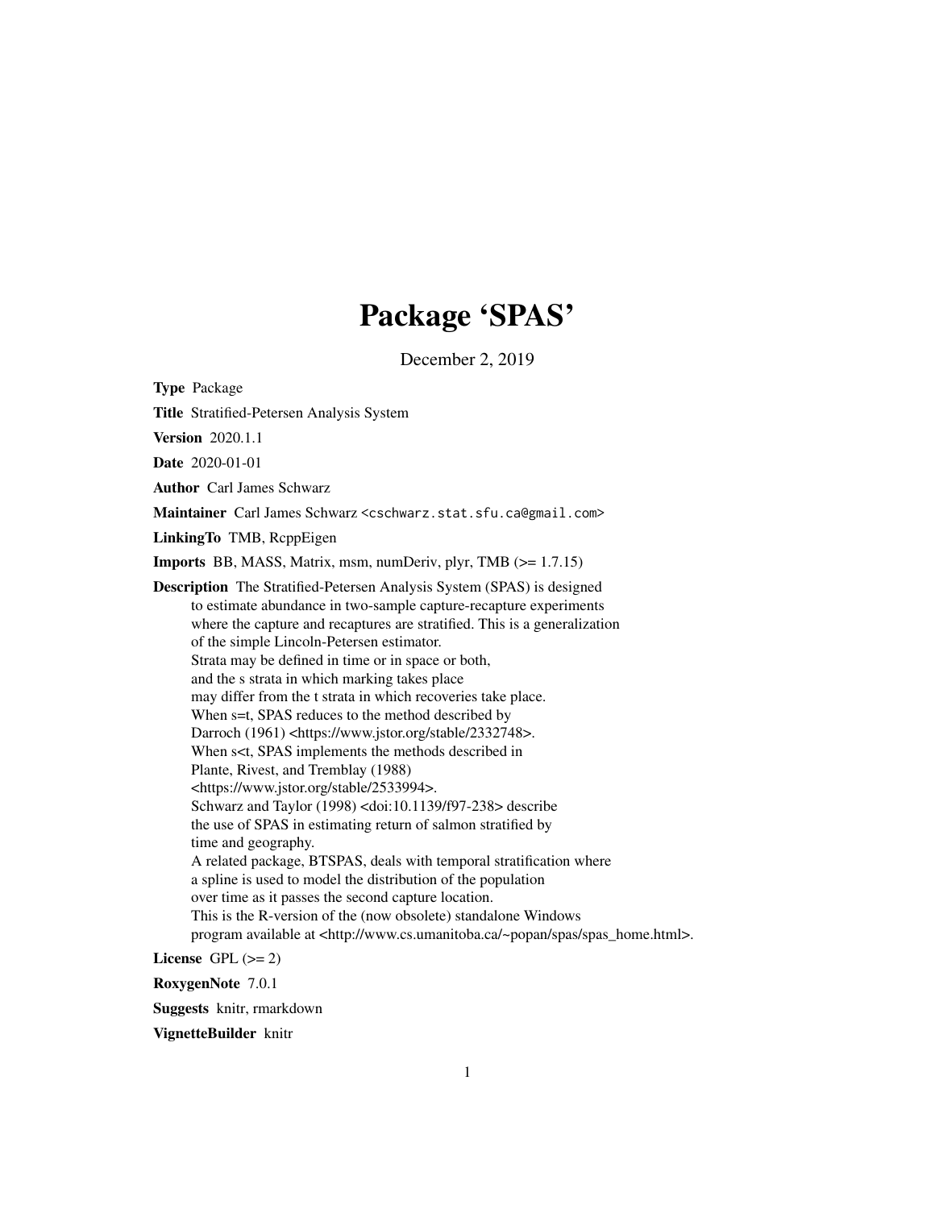# Package 'SPAS'

December 2, 2019

**Type** Package

**Title** Stratified-Petersen Analysis System

**Version** 2020.1.1

**Date** 2020-01-01

**Author** Carl James Schwarz

**Maintainer** Carl James Schwarz <cschwarz.stat.sfu.ca@gmail.com>

**LinkingTo** TMB, RcppEigen

**Imports** BB, MASS, Matrix, msm, numDeriv, plyr, TMB (>= 1.7.15)

**Description** The Stratified-Petersen Analysis System (SPAS) is designed to estimate abundance in two-sample capture-recapture experiments where the capture and recaptures are stratified. This is a generalization of the simple Lincoln-Petersen estimator. Strata may be defined in time or in space or both, and the s strata in which marking takes place may differ from the t strata in which recoveries take place. When s=t, SPAS reduces to the method described by Darroch (1961) <https://www.jstor.org/stable/2332748>. When s<t, SPAS implements the methods described in Plante, Rivest, and Tremblay (1988) <https://www.jstor.org/stable/2533994>. Schwarz and Taylor (1998) <doi:10.1139/f97-238> describe the use of SPAS in estimating return of salmon stratified by time and geography. A related package, BTSPAS, deals with temporal stratification where a spline is used to model the distribution of the population over time as it passes the second capture location. This is the R-version of the (now obsolete) standalone Windows program available at <http://www.cs.umanitoba.ca/~popan/spas/spas_home.html>.

**License** GPL (>= 2)

**RoxygenNote** 7.0.1

**Suggests** knitr, rmarkdown

**VignetteBuilder** knitr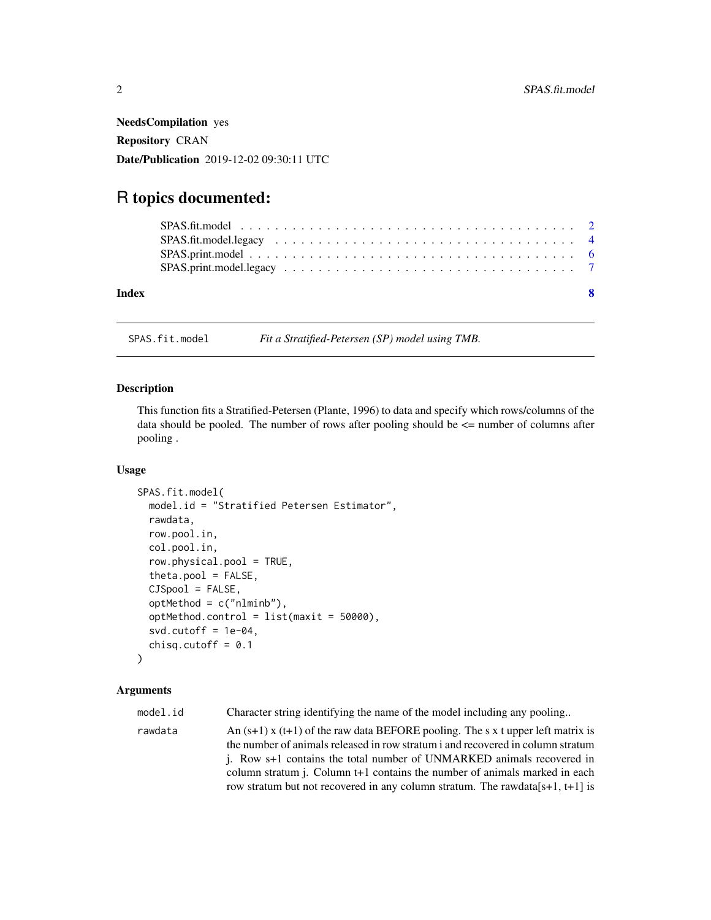**NeedsCompilation** yes

**Repository** CRAN

**Date/Publication** 2019-12-02 09:30:11 UTC

# R topics documented:

SPAS.fit.model . . . . . . . . . . . . . . . . . . . . . . . . . . . . . . . . . . . . . . . 2
SPAS.fit.model.legacy . . . . . . . . . . . . . . . . . . . . . . . . . . . . . . . . . . . 4
SPAS.print.model . . . . . . . . . . . . . . . . . . . . . . . . . . . . . . . . . . . . . . 6
SPAS.print.model.legacy . . . . . . . . . . . . . . . . . . . . . . . . . . . . . . . . . . 7

**Index** **8**

---

`SPAS.fit.model` *Fit a Stratified-Petersen (SP) model using TMB.*

---

## Description

This function fits a Stratified-Petersen (Plante, 1996) to data and specify which rows/columns of the data should be pooled. The number of rows after pooling should be <= number of columns after pooling .

## Usage

```
SPAS.fit.model(
  model.id = "Stratified Petersen Estimator",
  rawdata,
  row.pool.in,
  col.pool.in,
  row.physical.pool = TRUE,
  theta.pool = FALSE,
  CJSpool = FALSE,
  optMethod = c("nlminb"),
  optMethod.control = list(maxit = 50000),
  svd.cutoff = 1e-04,
  chisq.cutoff = 0.1
)
```

## Arguments

| | |
|---|---|
| `model.id` | Character string identifying the name of the model including any pooling.. |
| `rawdata` | An (s+1) x (t+1) of the raw data BEFORE pooling. The s x t upper left matrix is the number of animals released in row stratum i and recovered in column stratum j. Row s+1 contains the total number of UNMARKED animals recovered in column stratum j. Column t+1 contains the number of animals marked in each row stratum but not recovered in any column stratum. The rawdata[s+1, t+1] is |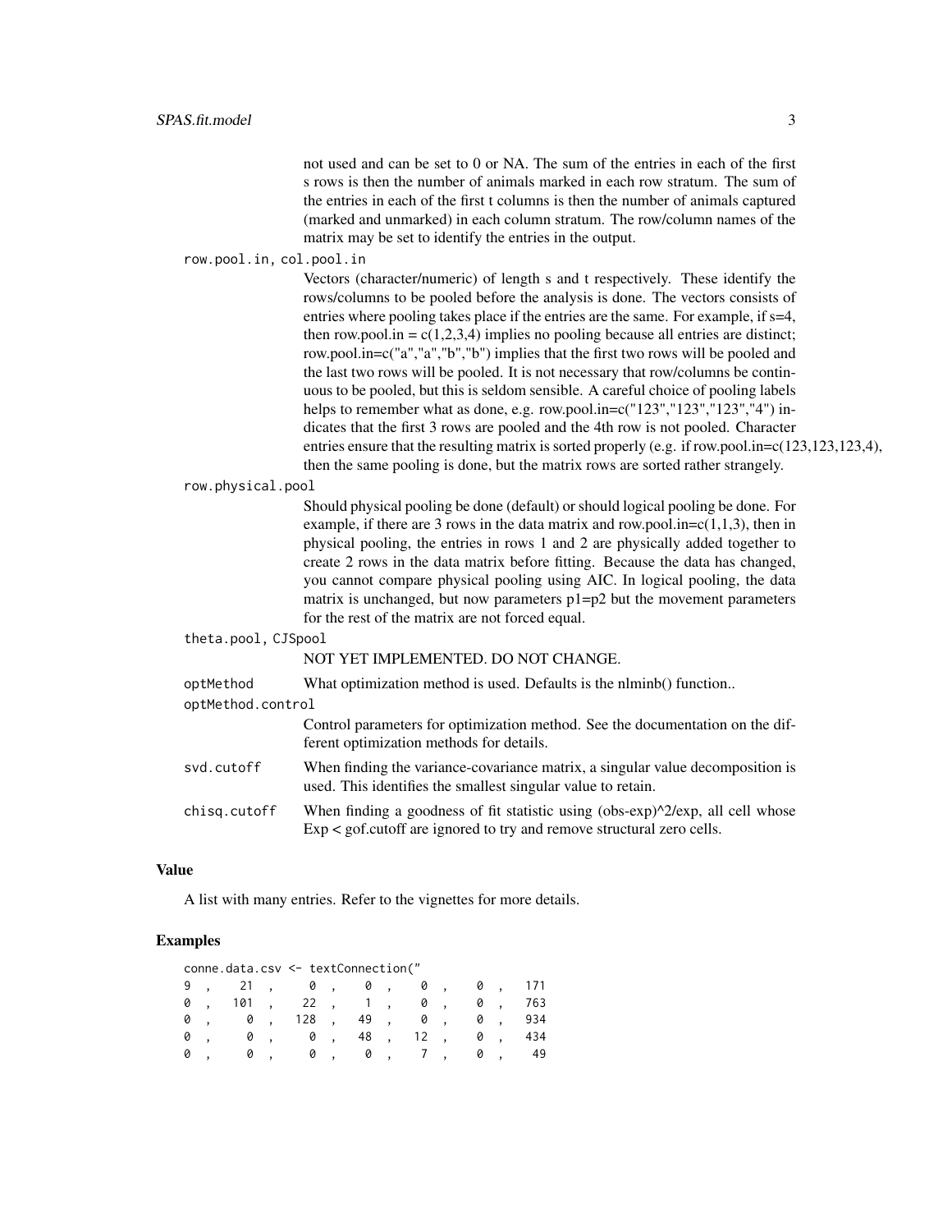not used and can be set to 0 or NA. The sum of the entries in each of the first s rows is then the number of animals marked in each row stratum. The sum of the entries in each of the first t columns is then the number of animals captured (marked and unmarked) in each column stratum. The row/column names of the matrix may be set to identify the entries in the output.

`row.pool.in, col.pool.in`
: Vectors (character/numeric) of length s and t respectively. These identify the rows/columns to be pooled before the analysis is done. The vectors consists of entries where pooling takes place if the entries are the same. For example, if s=4, then row.pool.in = c(1,2,3,4) implies no pooling because all entries are distinct; row.pool.in=c("a","a","b","b") implies that the first two rows will be pooled and the last two rows will be pooled. It is not necessary that row/columns be contiguous to be pooled, but this is seldom sensible. A careful choice of pooling labels helps to remember what as done, e.g. row.pool.in=c("123","123","123","4") indicates that the first 3 rows are pooled and the 4th row is not pooled. Character entries ensure that the resulting matrix is sorted properly (e.g. if row.pool.in=c(123,123,123,4), then the same pooling is done, but the matrix rows are sorted rather strangely.

`row.physical.pool`
: Should physical pooling be done (default) or should logical pooling be done. For example, if there are 3 rows in the data matrix and row.pool.in=c(1,1,3), then in physical pooling, the entries in rows 1 and 2 are physically added together to create 2 rows in the data matrix before fitting. Because the data has changed, you cannot compare physical pooling using AIC. In logical pooling, the data matrix is unchanged, but now parameters p1=p2 but the movement parameters for the rest of the matrix are not forced equal.

`theta.pool, CJSpool`
: NOT YET IMPLEMENTED. DO NOT CHANGE.

`optMethod`
: What optimization method is used. Defaults is the nlminb() function..

`optMethod.control`
: Control parameters for optimization method. See the documentation on the different optimization methods for details.

`svd.cutoff`
: When finding the variance-covariance matrix, a singular value decomposition is used. This identifies the smallest singular value to retain.

`chisq.cutoff`
: When finding a goodness of fit statistic using (obs-exp)^2/exp, all cell whose Exp < gof.cutoff are ignored to try and remove structural zero cells.

## Value

A list with many entries. Refer to the vignettes for more details.

## Examples

```
conne.data.csv <- textConnection("
9 ,    21 ,     0 ,    0 ,    0 ,    0 ,   171
0 ,   101 ,    22 ,    1 ,    0 ,    0 ,   763
0 ,     0 ,   128 ,   49 ,    0 ,    0 ,   934
0 ,     0 ,     0 ,   48 ,   12 ,    0 ,   434
0 ,     0 ,     0 ,    0 ,    7 ,    0 ,    49
```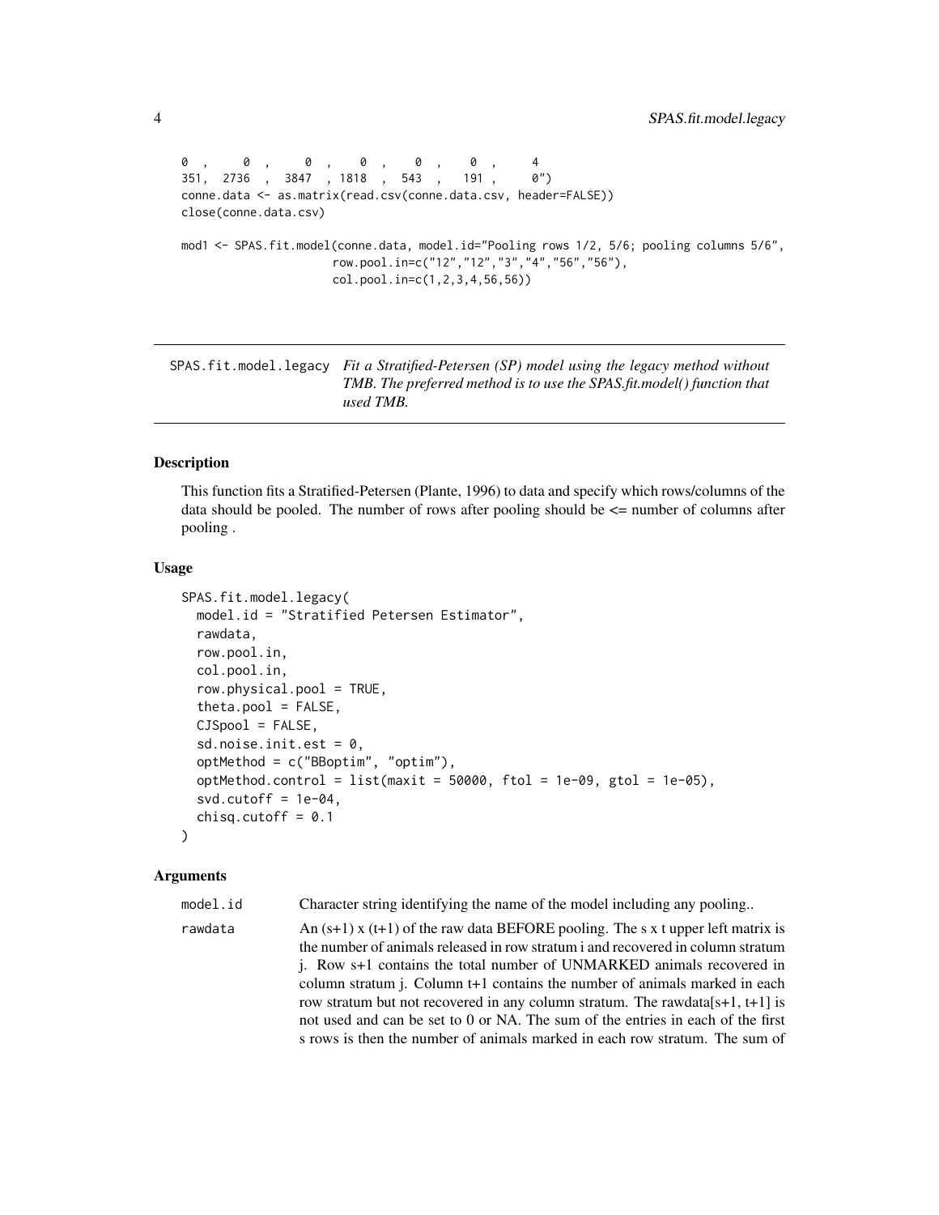```
0  ,     0  ,     0  ,    0  ,    0  ,    0  ,     4
351,  2736  ,  3847  , 1818  ,  543  ,   191 ,     0")
conne.data <- as.matrix(read.csv(conne.data.csv, header=FALSE))
close(conne.data.csv)

mod1 <- SPAS.fit.model(conne.data, model.id="Pooling rows 1/2, 5/6; pooling columns 5/6",
                       row.pool.in=c("12","12","3","4","56","56"),
                       col.pool.in=c(1,2,3,4,56,56))
```

---

## SPAS.fit.model.legacy

*Fit a Stratified-Petersen (SP) model using the legacy method without TMB. The preferred method is to use the SPAS.fit.model() function that used TMB.*

---

### Description

This function fits a Stratified-Petersen (Plante, 1996) to data and specify which rows/columns of the data should be pooled. The number of rows after pooling should be <= number of columns after pooling .

### Usage

```
SPAS.fit.model.legacy(
  model.id = "Stratified Petersen Estimator",
  rawdata,
  row.pool.in,
  col.pool.in,
  row.physical.pool = TRUE,
  theta.pool = FALSE,
  CJSpool = FALSE,
  sd.noise.init.est = 0,
  optMethod = c("BBoptim", "optim"),
  optMethod.control = list(maxit = 50000, ftol = 1e-09, gtol = 1e-05),
  svd.cutoff = 1e-04,
  chisq.cutoff = 0.1
)
```

### Arguments

| | |
|---|---|
| `model.id` | Character string identifying the name of the model including any pooling.. |
| `rawdata` | An (s+1) x (t+1) of the raw data BEFORE pooling. The s x t upper left matrix is the number of animals released in row stratum i and recovered in column stratum j. Row s+1 contains the total number of UNMARKED animals recovered in column stratum j. Column t+1 contains the number of animals marked in each row stratum but not recovered in any column stratum. The rawdata[s+1, t+1] is not used and can be set to 0 or NA. The sum of the entries in each of the first s rows is then the number of animals marked in each row stratum. The sum of |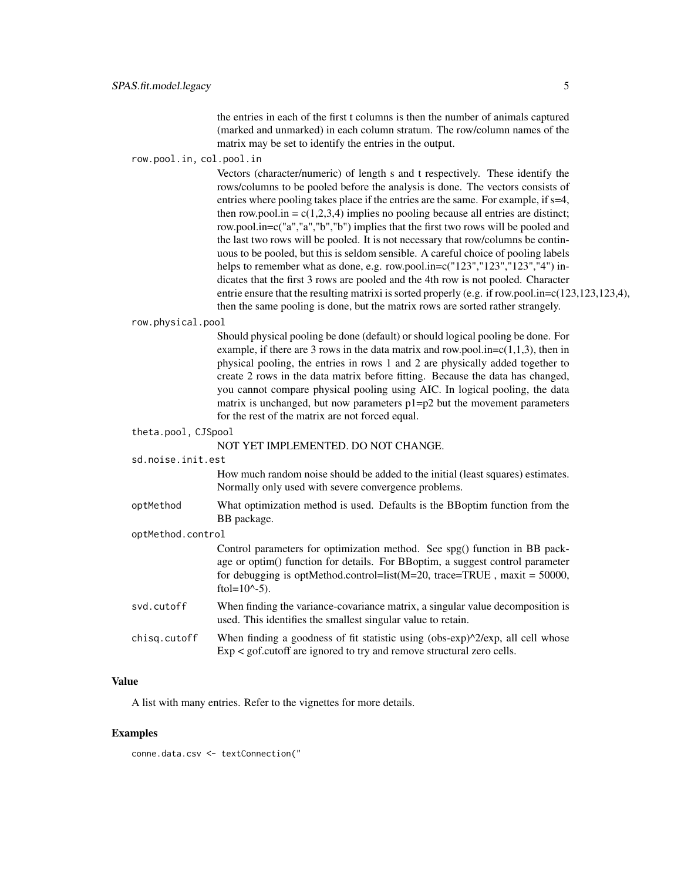the entries in each of the first t columns is then the number of animals captured (marked and unmarked) in each column stratum. The row/column names of the matrix may be set to identify the entries in the output.

`row.pool.in, col.pool.in`
: Vectors (character/numeric) of length s and t respectively. These identify the rows/columns to be pooled before the analysis is done. The vectors consists of entries where pooling takes place if the entries are the same. For example, if s=4, then row.pool.in = c(1,2,3,4) implies no pooling because all entries are distinct; row.pool.in=c("a","a","b","b") implies that the first two rows will be pooled and the last two rows will be pooled. It is not necessary that row/columns be continuous to be pooled, but this is seldom sensible. A careful choice of pooling labels helps to remember what as done, e.g. row.pool.in=c("123","123","123","4") indicates that the first 3 rows are pooled and the 4th row is not pooled. Character entrie ensure that the resulting matrixi is sorted properly (e.g. if row.pool.in=c(123,123,123,4), then the same pooling is done, but the matrix rows are sorted rather strangely.

`row.physical.pool`
: Should physical pooling be done (default) or should logical pooling be done. For example, if there are 3 rows in the data matrix and row.pool.in=c(1,1,3), then in physical pooling, the entries in rows 1 and 2 are physically added together to create 2 rows in the data matrix before fitting. Because the data has changed, you cannot compare physical pooling using AIC. In logical pooling, the data matrix is unchanged, but now parameters p1=p2 but the movement parameters for the rest of the matrix are not forced equal.

`theta.pool, CJSpool`
: NOT YET IMPLEMENTED. DO NOT CHANGE.

`sd.noise.init.est`
: How much random noise should be added to the initial (least squares) estimates. Normally only used with severe convergence problems.

`optMethod`
: What optimization method is used. Defaults is the BBoptim function from the BB package.

`optMethod.control`
: Control parameters for optimization method. See spg() function in BB package or optim() function for details. For BBoptim, a suggest control parameter for debugging is optMethod.control=list(M=20, trace=TRUE , maxit = 50000, ftol=10^-5).

`svd.cutoff`
: When finding the variance-covariance matrix, a singular value decomposition is used. This identifies the smallest singular value to retain.

`chisq.cutoff`
: When finding a goodness of fit statistic using (obs-exp)^2/exp, all cell whose Exp < gof.cutoff are ignored to try and remove structural zero cells.

## Value

A list with many entries. Refer to the vignettes for more details.

## Examples

```
conne.data.csv <- textConnection("
```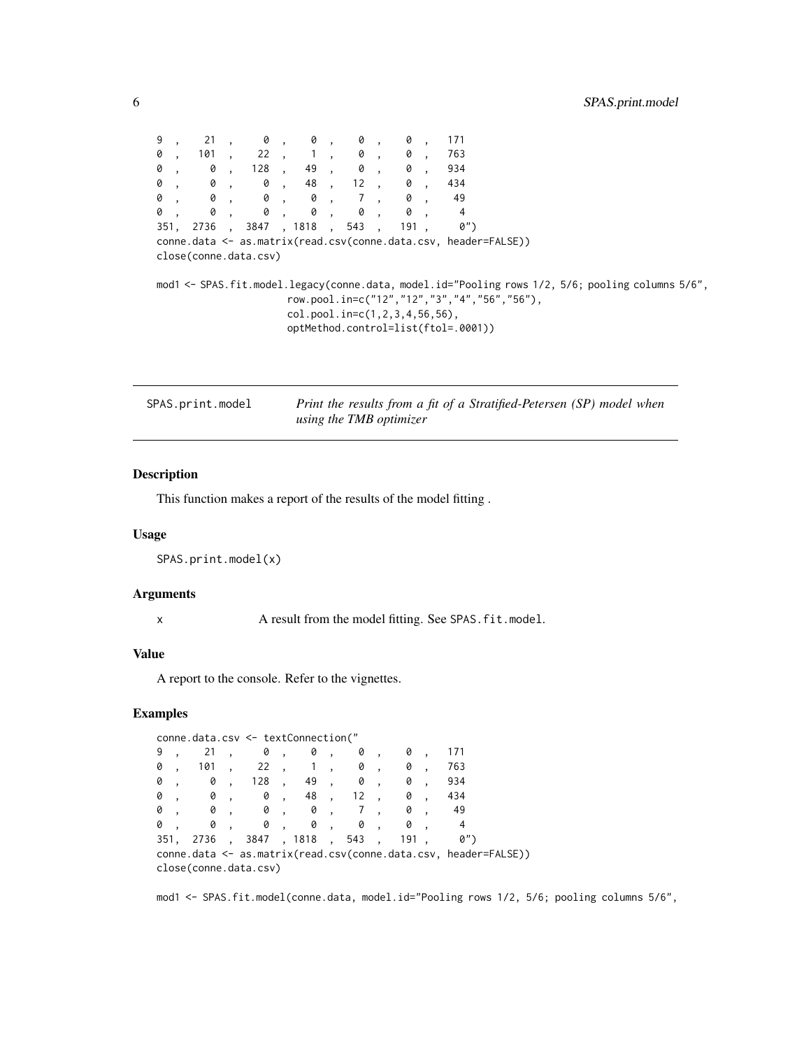```
9 ,    21 ,     0 ,    0 ,    0 ,    0 ,   171
0 ,   101 ,    22 ,    1 ,    0 ,    0 ,   763
0 ,     0 ,   128 ,   49 ,    0 ,    0 ,   934
0 ,     0 ,     0 ,   48 ,   12 ,    0 ,   434
0 ,     0 ,     0 ,    0 ,    7 ,    0 ,    49
0 ,     0 ,     0 ,    0 ,    0 ,    0 ,     4
351,  2736  ,  3847  , 1818  ,  543  ,  191 ,    0")
conne.data <- as.matrix(read.csv(conne.data.csv, header=FALSE))
close(conne.data.csv)

mod1 <- SPAS.fit.model.legacy(conne.data, model.id="Pooling rows 1/2, 5/6; pooling columns 5/6",
                      row.pool.in=c("12","12","3","4","56","56"),
                      col.pool.in=c(1,2,3,4,56,56),
                      optMethod.control=list(ftol=.0001))
```

## SPAS.print.model — *Print the results from a fit of a Stratified-Petersen (SP) model when using the TMB optimizer*

### Description

This function makes a report of the results of the model fitting .

### Usage

```
SPAS.print.model(x)
```

### Arguments

x — A result from the model fitting. See `SPAS.fit.model`.

### Value

A report to the console. Refer to the vignettes.

### Examples

```
conne.data.csv <- textConnection("
9 ,    21 ,     0 ,    0 ,    0 ,    0 ,   171
0 ,   101 ,    22 ,    1 ,    0 ,    0 ,   763
0 ,     0 ,   128 ,   49 ,    0 ,    0 ,   934
0 ,     0 ,     0 ,   48 ,   12 ,    0 ,   434
0 ,     0 ,     0 ,    0 ,    7 ,    0 ,    49
0 ,     0 ,     0 ,    0 ,    0 ,    0 ,     4
351,  2736  ,  3847  , 1818  ,  543  ,  191 ,    0")
conne.data <- as.matrix(read.csv(conne.data.csv, header=FALSE))
close(conne.data.csv)

mod1 <- SPAS.fit.model(conne.data, model.id="Pooling rows 1/2, 5/6; pooling columns 5/6",
```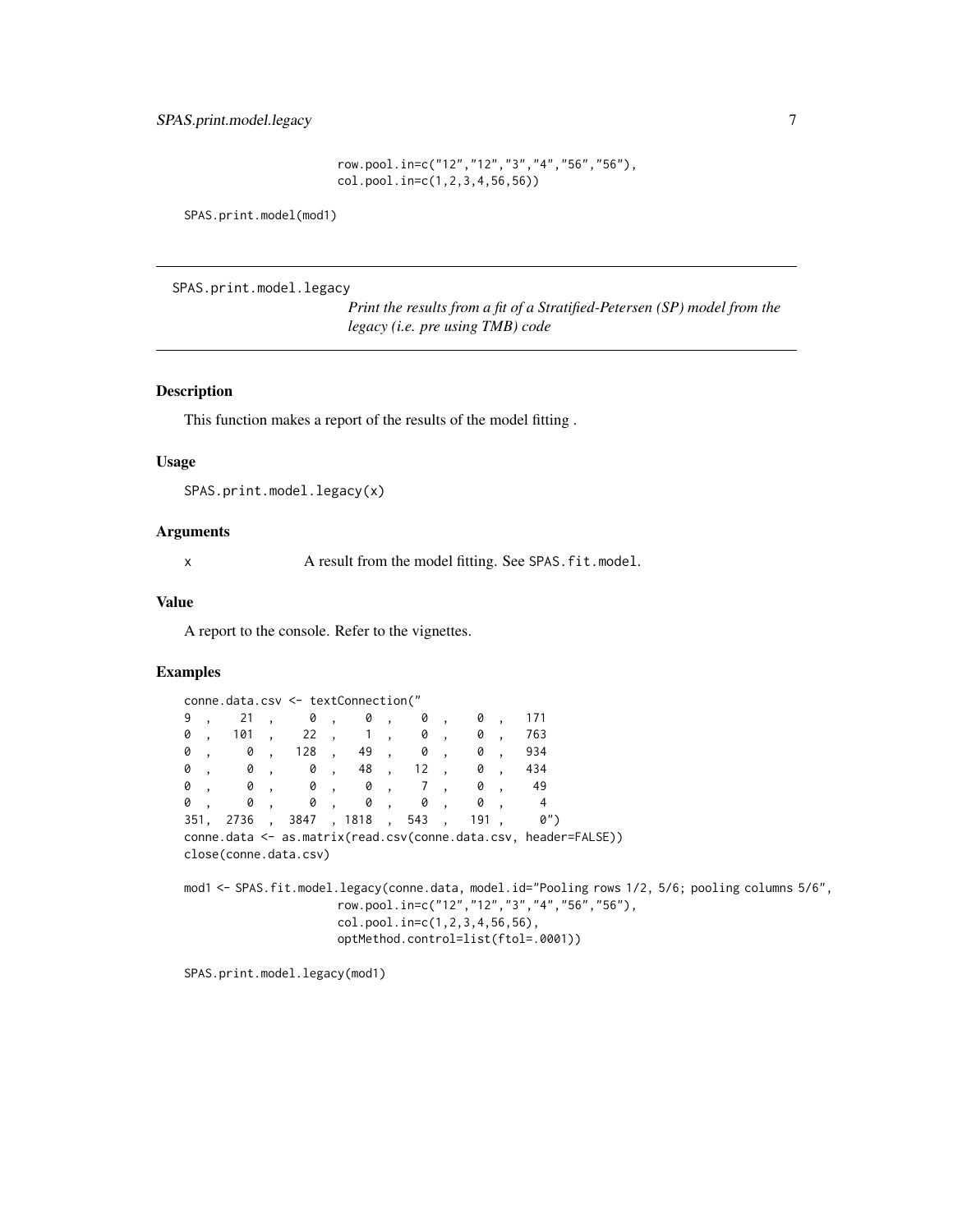```
                    row.pool.in=c("12","12","3","4","56","56"),
                    col.pool.in=c(1,2,3,4,56,56))

SPAS.print.model(mod1)
```

---

SPAS.print.model.legacy

*Print the results from a fit of a Stratified-Petersen (SP) model from the legacy (i.e. pre using TMB) code*

---

## Description

This function makes a report of the results of the model fitting .

## Usage

```
SPAS.print.model.legacy(x)
```

## Arguments

x — A result from the model fitting. See `SPAS.fit.model`.

## Value

A report to the console. Refer to the vignettes.

## Examples

```
conne.data.csv <- textConnection("
9  ,    21  ,     0  ,    0  ,    0  ,    0  ,   171
0  ,   101  ,    22  ,    1  ,    0  ,    0  ,   763
0  ,     0  ,   128  ,   49  ,    0  ,    0  ,   934
0  ,     0  ,     0  ,   48  ,   12  ,    0  ,   434
0  ,     0  ,     0  ,    0  ,    7  ,    0  ,    49
0  ,     0  ,     0  ,    0  ,    0  ,    0  ,     4
351,  2736  ,  3847  , 1818  ,  543  ,  191 ,     0")
conne.data <- as.matrix(read.csv(conne.data.csv, header=FALSE))
close(conne.data.csv)

mod1 <- SPAS.fit.model.legacy(conne.data, model.id="Pooling rows 1/2, 5/6; pooling columns 5/6",
                    row.pool.in=c("12","12","3","4","56","56"),
                    col.pool.in=c(1,2,3,4,56,56),
                    optMethod.control=list(ftol=.0001))

SPAS.print.model.legacy(mod1)
```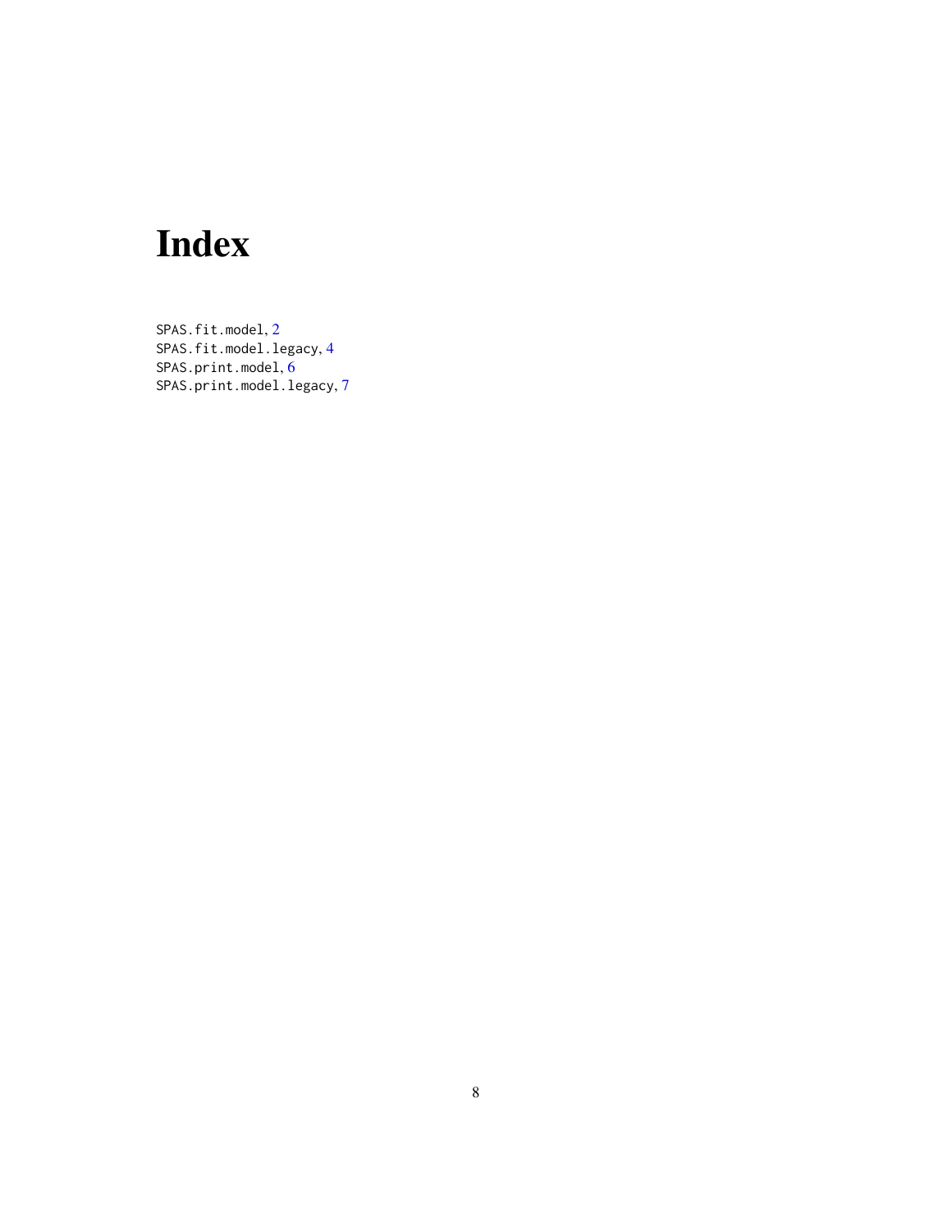# Index

SPAS.fit.model, 2
SPAS.fit.model.legacy, 4
SPAS.print.model, 6
SPAS.print.model.legacy, 7